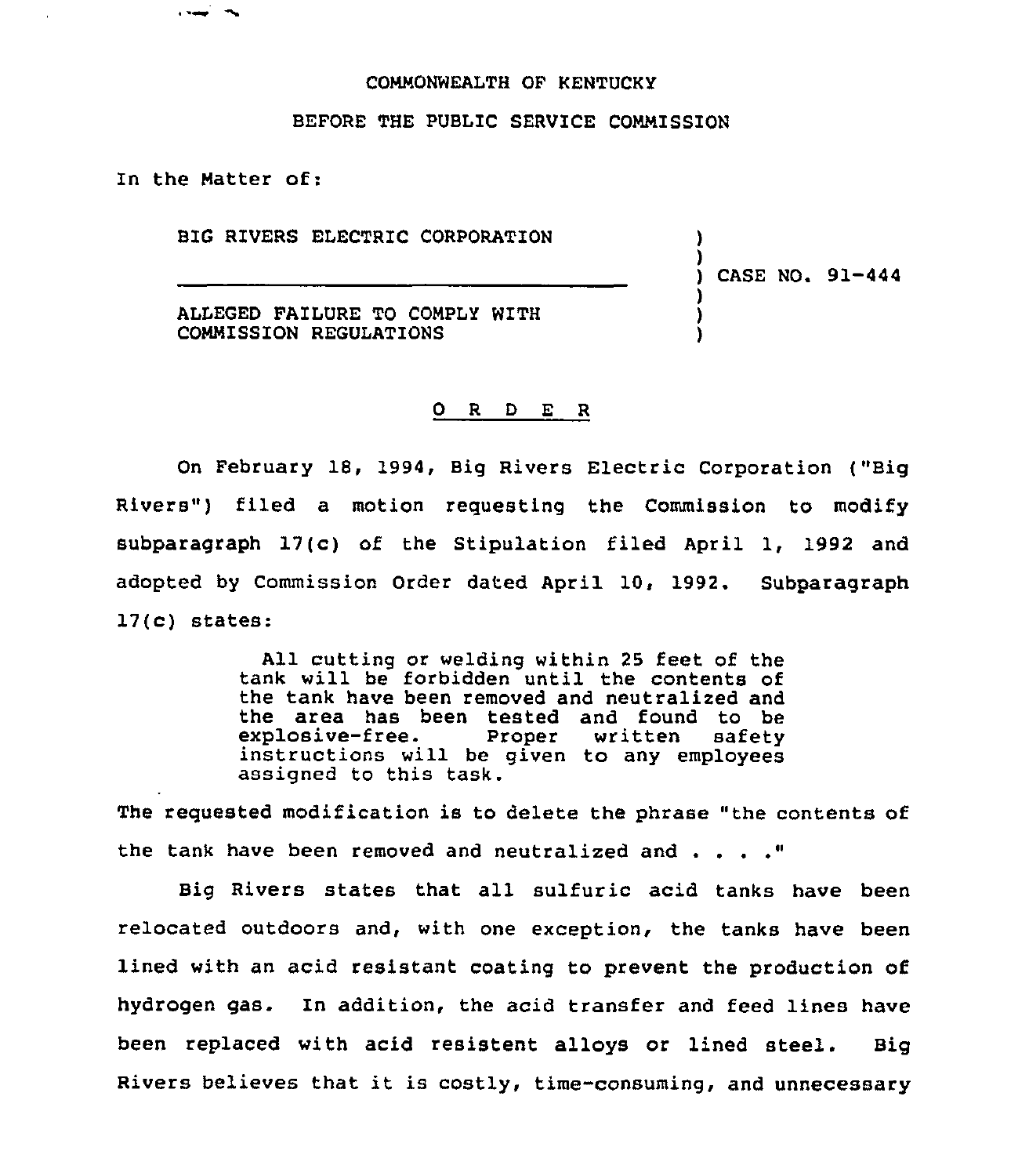COMMONWEALTH OF KENTUCKY

BEFORE THE PUBLIC SERVICE COMMISSION

In the Matter of:

BIG RIVERS ELECTRIC CORPORATION

ALLEGED FAILURE TO COMPLY WITH COMMISSION REGULATIONS

) CASE NO. 91-444

O R D E R

On February 18, 1994, Big Rivers Electric Corporation ("Big Rivers") filed a motion requesting the Commission to modify subparagraph 17(c) of the Stipulation filed April 1, 1992 and adopted by Commission Order dated April 10, 1992. Subparagraph 17(c) states:

> All cutting or welding within 25 feet of the tank will be forbidden until the contents of the tank have been removed and neutralized and the area has been tested and found to be explosive-free. Proper written safety instructions will be given to any employees assigned to this task.

The requested modification is to delete the phrase "the contents of the tank have been removed and neutralized and . . . ."

Big Rivers states that all sulfuric acid tanks have been relocated outdoors and, with one exception, the tanks have been lined with an acid resistant coating to prevent the production of hydrogen gas. In addition, the acid transfer and feed lines have been replaced with acid resistent alloys or lined steel. Big Rivers believes that it is costly, time-consuming, and unnecessary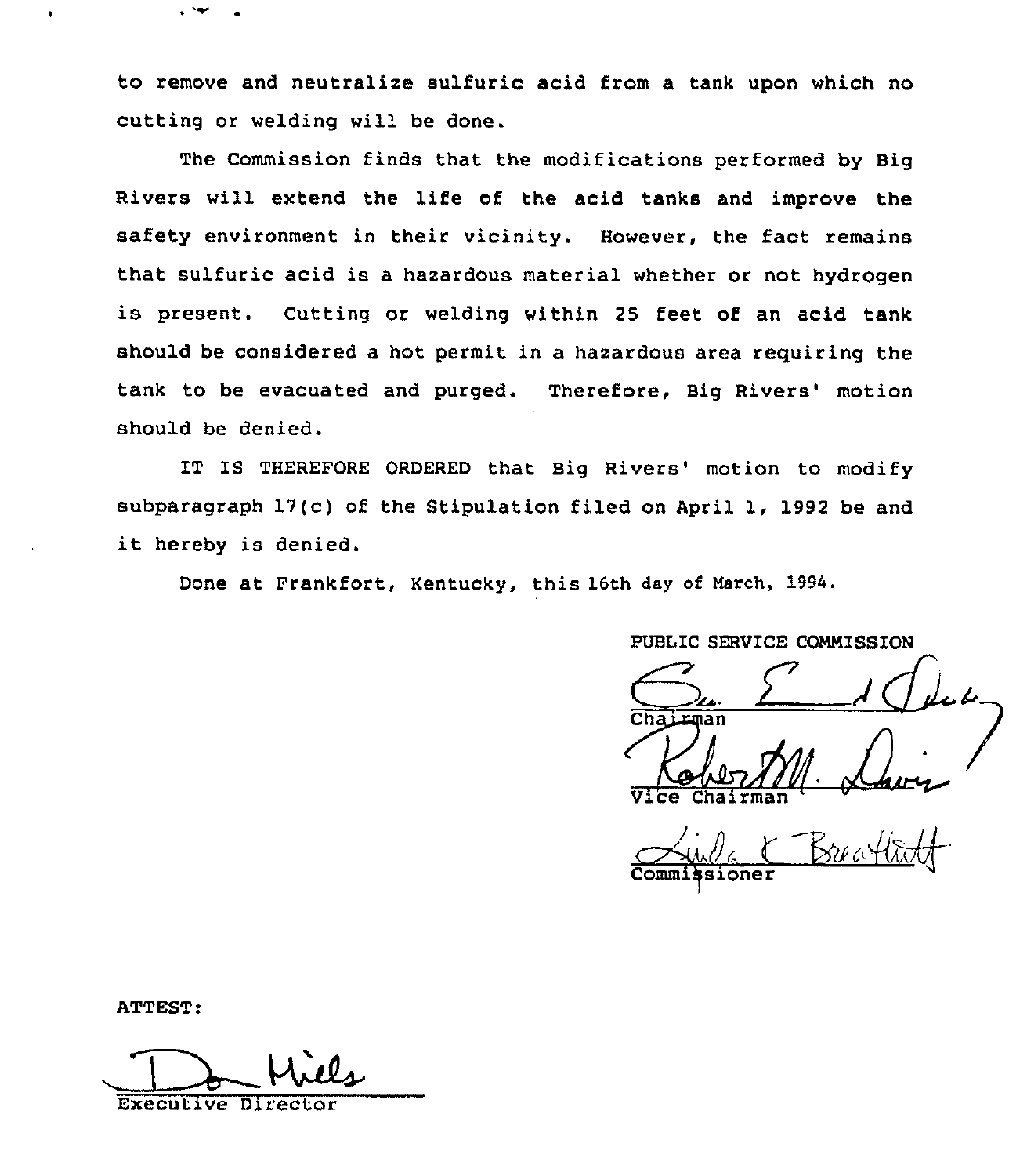to remove and neutralize sulfuric acid from a tank upon which no cutting or welding will be done.

The Commission finds that the modifications performed by Big Rivers will extend the life of the acid tanks and improve the safety environment in their vicinity. However, the fact remains that sulfuric acid is a hazardous material whether or not hydrogen is present. Cutting or welding within 25 feet of an acid tank should be considered a hot permit in a hazardous area requiring the tank to be evacuated and purged. Therefore, Big Rivers' motion should be denied.

IT IS THEREFORE ORDERED that Big Rivers' motion to modify subparagraph 17(c) of the Stipulation filed on April 1, 1992 be and it hereby is denied.

Done at Frankfort, Kentucky, this 16th day of March, 1994.

PUBLIC SERVICE COMMISSION

Chairman

Vice Chairman

Commissioner

ATTEST:

Executive Director